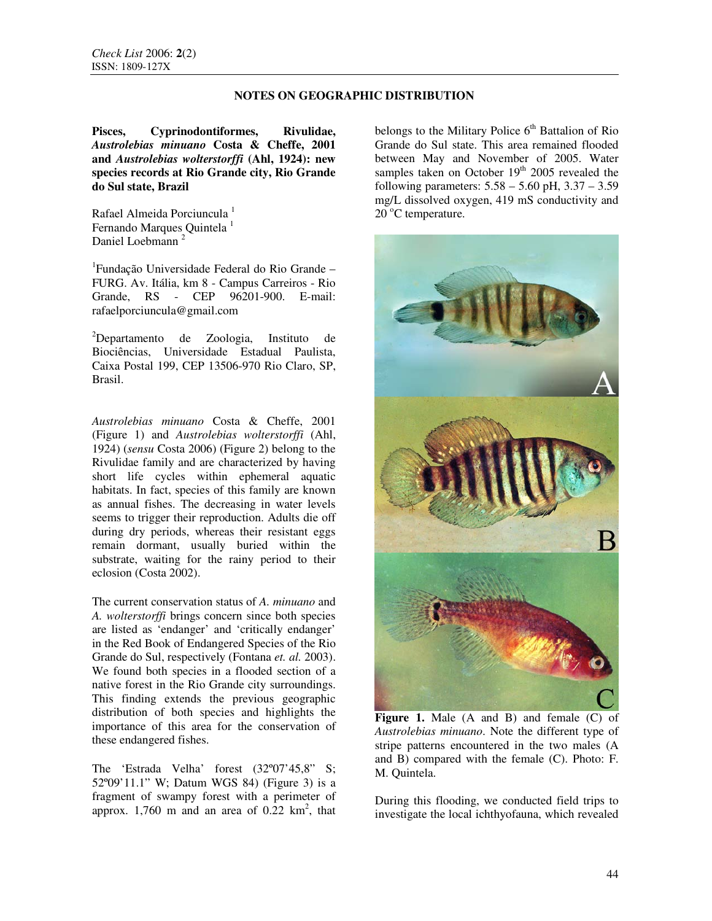## NOTES ON GEOGRAPHIC DISTRIBUTION

**Pisces, Cyprinodontiformes, Rivulidae, *Austrolebias minuano* Costa & Cheffe, 2001 and *Austrolebias wolterstorffi* (Ahl, 1924): new species records at Rio Grande city, Rio Grande do Sul state, Brazil**

Rafael Almeida Porciuncula [1]
Fernando Marques Quintela [1]
Daniel Loebmann [2]

[1]Fundação Universidade Federal do Rio Grande – FURG. Av. Itália, km 8 - Campus Carreiros - Rio Grande, RS - CEP 96201-900. E-mail: rafaelporciuncula@gmail.com

[2]Departamento de Zoologia, Instituto de Biociências, Universidade Estadual Paulista, Caixa Postal 199, CEP 13506-970 Rio Claro, SP, Brasil.

*Austrolebias minuano* Costa & Cheffe, 2001 (Figure 1) and *Austrolebias wolterstorffi* (Ahl, 1924) (*sensu* Costa 2006) (Figure 2) belong to the Rivulidae family and are characterized by having short life cycles within ephemeral aquatic habitats. In fact, species of this family are known as annual fishes. The decreasing in water levels seems to trigger their reproduction. Adults die off during dry periods, whereas their resistant eggs remain dormant, usually buried within the substrate, waiting for the rainy period to their eclosion (Costa 2002).

The current conservation status of *A. minuano* and *A. wolterstorffi* brings concern since both species are listed as 'endanger' and 'critically endanger' in the Red Book of Endangered Species of the Rio Grande do Sul, respectively (Fontana *et. al.* 2003). We found both species in a flooded section of a native forest in the Rio Grande city surroundings. This finding extends the previous geographic distribution of both species and highlights the importance of this area for the conservation of these endangered fishes.

The 'Estrada Velha' forest (32º07'45,8" S; 52º09'11.1" W; Datum WGS 84) (Figure 3) is a fragment of swampy forest with a perimeter of approx. 1,760 m and an area of 0.22 km$^2$, that belongs to the Military Police 6$^{th}$ Battalion of Rio Grande do Sul state. This area remained flooded between May and November of 2005. Water samples taken on October 19$^{th}$ 2005 revealed the following parameters: 5.58 – 5.60 pH, 3.37 – 3.59 mg/L dissolved oxygen, 419 mS conductivity and 20 $^{o}$C temperature.

**Figure 1.** Male (A and B) and female (C) of *Austrolebias minuano*. Note the different type of stripe patterns encountered in the two males (A and B) compared with the female (C). Photo: F. M. Quintela.

During this flooding, we conducted field trips to investigate the local ichthyofauna, which revealed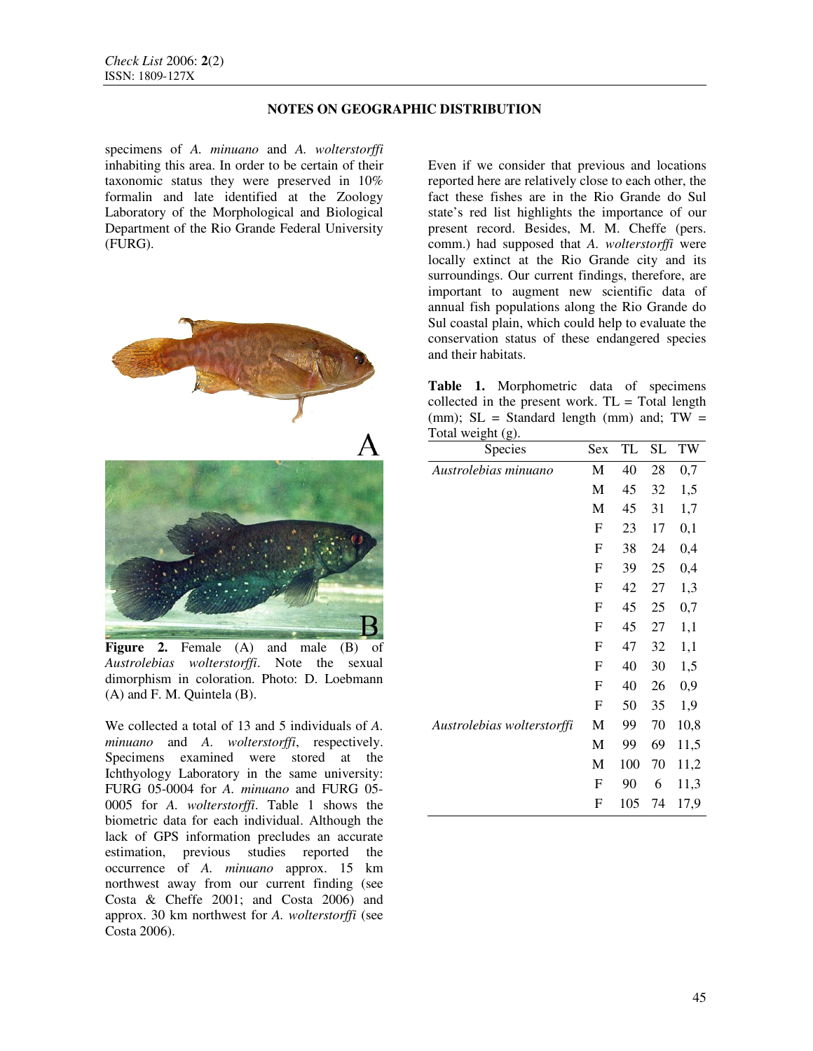## NOTES ON GEOGRAPHIC DISTRIBUTION

specimens of *A. minuano* and *A. wolterstorffi* inhabiting this area. In order to be certain of their taxonomic status they were preserved in 10% formalin and late identified at the Zoology Laboratory of the Morphological and Biological Department of the Rio Grande Federal University (FURG).

**Figure 2.** Female (A) and male (B) of *Austrolebias wolterstorffi*. Note the sexual dimorphism in coloration. Photo: D. Loebmann (A) and F. M. Quintela (B).

We collected a total of 13 and 5 individuals of *A. minuano* and *A. wolterstorffi*, respectively. Specimens examined were stored at the Ichthyology Laboratory in the same university: FURG 05-0004 for *A. minuano* and FURG 05-0005 for *A. wolterstorffi*. Table 1 shows the biometric data for each individual. Although the lack of GPS information precludes an accurate estimation, previous studies reported the occurrence of *A. minuano* approx. 15 km northwest away from our current finding (see Costa & Cheffe 2001; and Costa 2006) and approx. 30 km northwest for *A. wolterstorffi* (see Costa 2006).

Even if we consider that previous and locations reported here are relatively close to each other, the fact these fishes are in the Rio Grande do Sul state's red list highlights the importance of our present record. Besides, M. M. Cheffe (pers. comm.) had supposed that *A. wolterstorffi* were locally extinct at the Rio Grande city and its surroundings. Our current findings, therefore, are important to augment new scientific data of annual fish populations along the Rio Grande do Sul coastal plain, which could help to evaluate the conservation status of these endangered species and their habitats.

**Table 1.** Morphometric data of specimens collected in the present work. TL = Total length (mm); SL = Standard length (mm) and; TW = Total weight (g).

| Species | Sex | TL | SL | TW |
|---|---|---|---|---|
| *Austrolebias minuano* | M | 40 | 28 | 0,7 |
| | M | 45 | 32 | 1,5 |
| | M | 45 | 31 | 1,7 |
| | F | 23 | 17 | 0,1 |
| | F | 38 | 24 | 0,4 |
| | F | 39 | 25 | 0,4 |
| | F | 42 | 27 | 1,3 |
| | F | 45 | 25 | 0,7 |
| | F | 45 | 27 | 1,1 |
| | F | 47 | 32 | 1,1 |
| | F | 40 | 30 | 1,5 |
| | F | 40 | 26 | 0,9 |
| | F | 50 | 35 | 1,9 |
| *Austrolebias wolterstorffi* | M | 99 | 70 | 10,8 |
| | M | 99 | 69 | 11,5 |
| | M | 100 | 70 | 11,2 |
| | F | 90 | 6 | 11,3 |
| | F | 105 | 74 | 17,9 |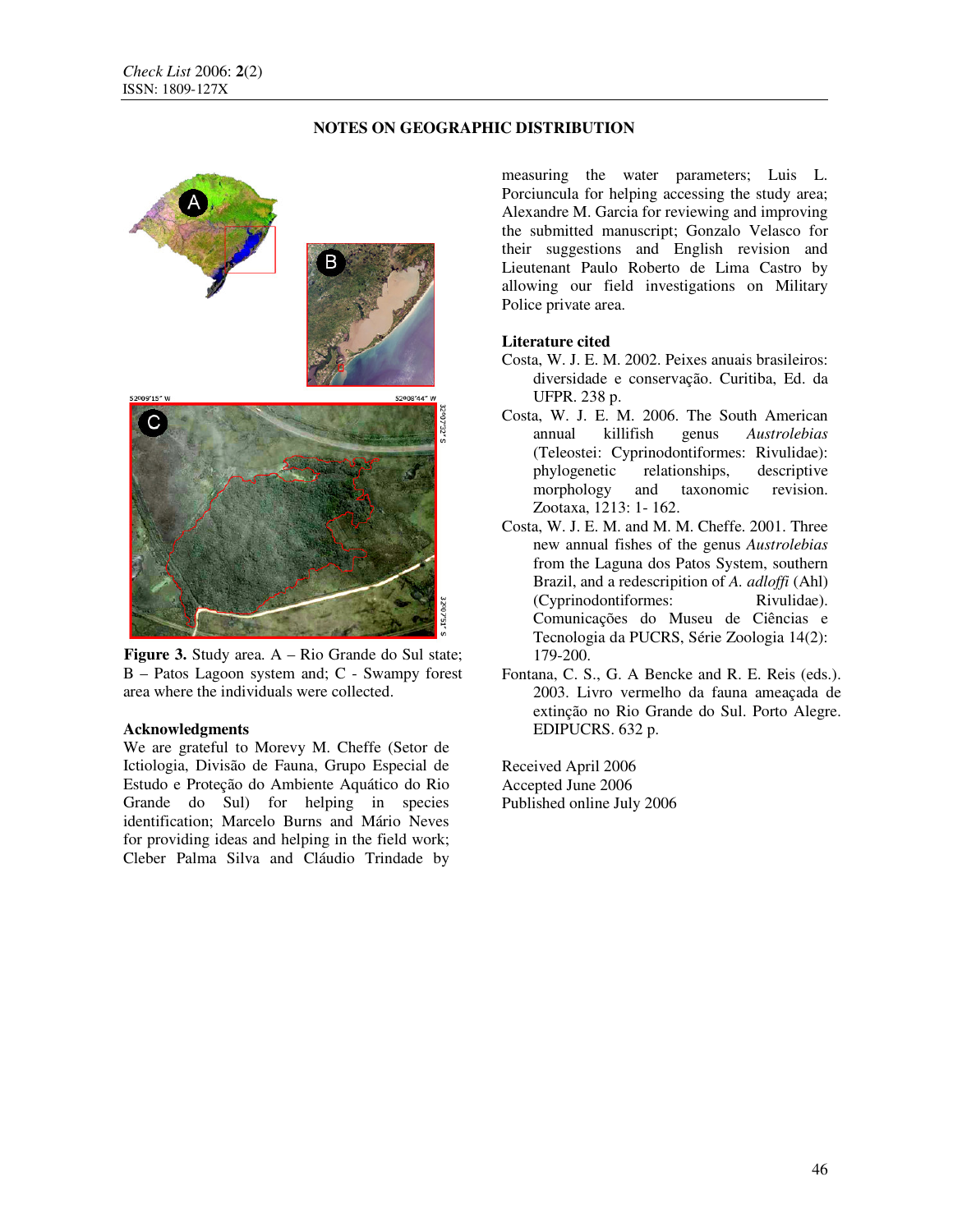## NOTES ON GEOGRAPHIC DISTRIBUTION

**Figure 3.** Study area. A – Rio Grande do Sul state; B – Patos Lagoon system and; C - Swampy forest area where the individuals were collected.

### Acknowledgments

We are grateful to Morevy M. Cheffe (Setor de Ictiologia, Divisão de Fauna, Grupo Especial de Estudo e Proteção do Ambiente Aquático do Rio Grande do Sul) for helping in species identification; Marcelo Burns and Mário Neves for providing ideas and helping in the field work; Cleber Palma Silva and Cláudio Trindade by measuring the water parameters; Luis L. Porciuncula for helping accessing the study area; Alexandre M. Garcia for reviewing and improving the submitted manuscript; Gonzalo Velasco for their suggestions and English revision and Lieutenant Paulo Roberto de Lima Castro by allowing our field investigations on Military Police private area.

### Literature cited

Costa, W. J. E. M. 2002. Peixes anuais brasileiros: diversidade e conservação. Curitiba, Ed. da UFPR. 238 p.

Costa, W. J. E. M. 2006. The South American annual killifish genus *Austrolebias* (Teleostei: Cyprinodontiformes: Rivulidae): phylogenetic relationships, descriptive morphology and taxonomic revision. Zootaxa, 1213: 1- 162.

Costa, W. J. E. M. and M. M. Cheffe. 2001. Three new annual fishes of the genus *Austrolebias* from the Laguna dos Patos System, southern Brazil, and a redescripition of *A. adloffi* (Ahl) (Cyprinodontiformes: Rivulidae). Comunicações do Museu de Ciências e Tecnologia da PUCRS, Série Zoologia 14(2): 179-200.

Fontana, C. S., G. A Bencke and R. E. Reis (eds.). 2003. Livro vermelho da fauna ameaçada de extinção no Rio Grande do Sul. Porto Alegre. EDIPUCRS. 632 p.

Received April 2006
Accepted June 2006
Published online July 2006